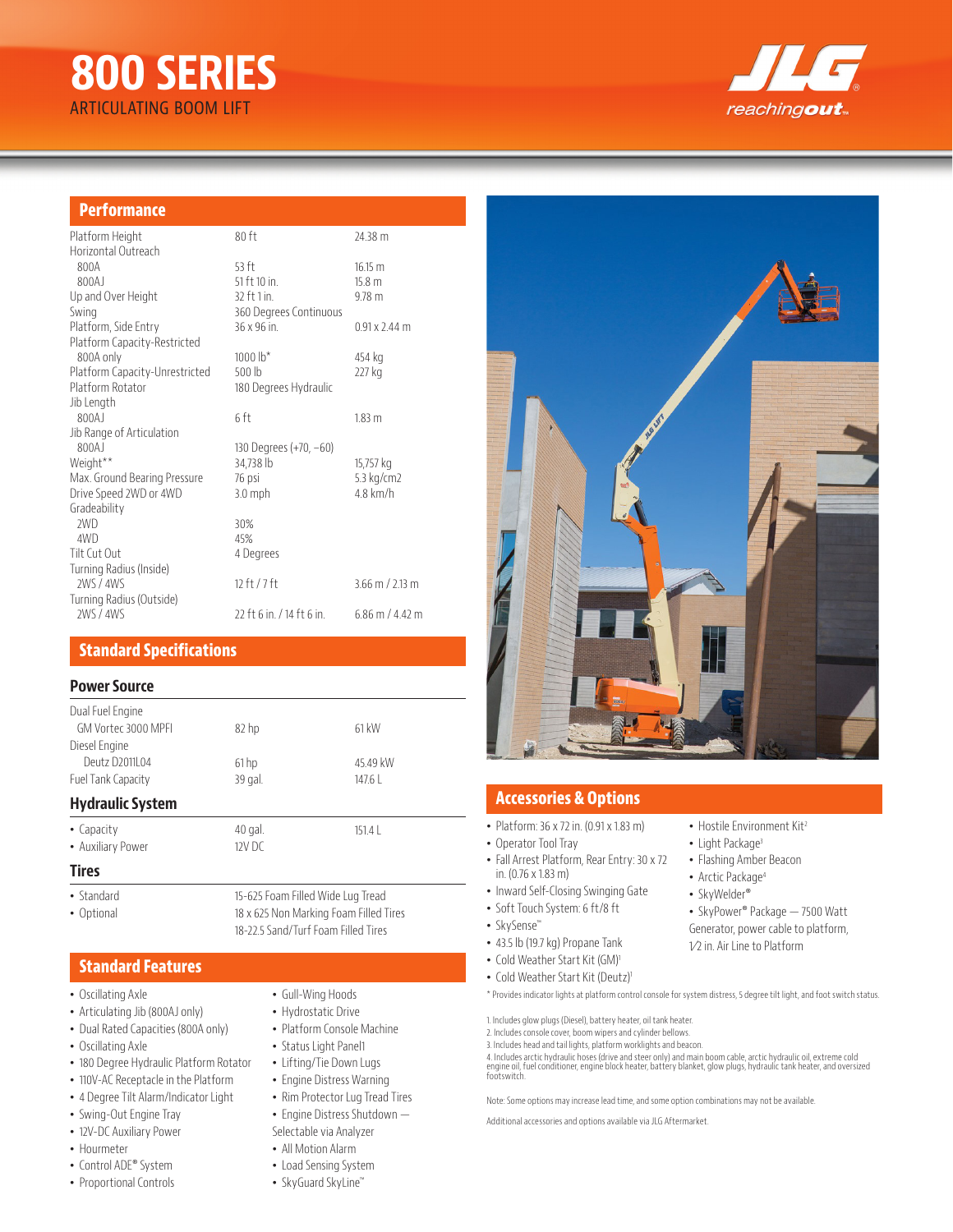# 800 SERIES

ARTICULATING BOOM LIFT

## Performance

| | | |
|---|---|---|
| Platform Height | 80 ft | 24.38 m |
| Horizontal Outreach | | |
| 800A | 53 ft | 16.15 m |
| 800AJ | 51 ft 10 in. | 15.8 m |
| Up and Over Height | 32 ft 1 in. | 9.78 m |
| Swing | 360 Degrees Continuous | |
| Platform, Side Entry | 36 x 96 in. | 0.91 x 2.44 m |
| Platform Capacity-Restricted | | |
| 800A only | 1000 lb* | 454 kg |
| Platform Capacity-Unrestricted | 500 lb | 227 kg |
| Platform Rotator | 180 Degrees Hydraulic | |
| Jib Length | | |
| 800AJ | 6 ft | 1.83 m |
| Jib Range of Articulation | | |
| 800AJ | 130 Degrees (+70, −60) | |
| Weight** | 34,738 lb | 15,757 kg |
| Max. Ground Bearing Pressure | 76 psi | 5.3 kg/cm2 |
| Drive Speed 2WD or 4WD | 3.0 mph | 4.8 km/h |
| Gradeability | | |
| 2WD | 30% | |
| 4WD | 45% | |
| Tilt Cut Out | 4 Degrees | |
| Turning Radius (Inside) | | |
| 2WS / 4WS | 12 ft / 7 ft | 3.66 m / 2.13 m |
| Turning Radius (Outside) | | |
| 2WS / 4WS | 22 ft 6 in. / 14 ft 6 in. | 6.86 m / 4.42 m |

## Standard Specifications

### Power Source

| | | |
|---|---|---|
| Dual Fuel Engine | | |
| GM Vortec 3000 MPFI | 82 hp | 61 kW |
| Diesel Engine | | |
| Deutz D2011L04 | 61 hp | 45.49 kW |
| Fuel Tank Capacity | 39 gal. | 147.6 L |

### Hydraulic System

| | | |
|---|---|---|
| • Capacity | 40 gal. | 151.4 L |
| • Auxiliary Power | 12V DC | |

### Tires

| | |
|---|---|
| • Standard | 15-625 Foam Filled Wide Lug Tread |
| • Optional | 18 x 625 Non Marking Foam Filled Tires |
| | 18-22.5 Sand/Turf Foam Filled Tires |

## Standard Features

- Oscillating Axle
- Articulating Jib (800AJ only)
- Dual Rated Capacities (800A only)
- Oscillating Axle
- 180 Degree Hydraulic Platform Rotator
- 110V-AC Receptacle in the Platform
- 4 Degree Tilt Alarm/Indicator Light
- Swing-Out Engine Tray
- 12V-DC Auxiliary Power
- Hourmeter
- Control ADE® System
- Proportional Controls
- Gull-Wing Hoods
- Hydrostatic Drive
- Platform Console Machine
- Status Light Panel1
- Lifting/Tie Down Lugs
- Engine Distress Warning
- Rim Protector Lug Tread Tires
- Engine Distress Shutdown — Selectable via Analyzer
- All Motion Alarm
- Load Sensing System
- SkyGuard SkyLine™

## Accessories & Options

- Platform: 36 x 72 in. (0.91 x 1.83 m)
- Operator Tool Tray
- Fall Arrest Platform, Rear Entry: 30 x 72 in. (0.76 x 1.83 m)
- Inward Self-Closing Swinging Gate
- Soft Touch System: 6 ft/8 ft
- SkySense™
- 43.5 lb (19.7 kg) Propane Tank
- Cold Weather Start Kit (GM)[1]
- Cold Weather Start Kit (Deutz)[1]
- Hostile Environment Kit[2]
- Light Package[3]
- Flashing Amber Beacon
- Arctic Package[4]
- SkyWelder®
- SkyPower® Package — 7500 Watt Generator, power cable to platform, 1/2 in. Air Line to Platform

* Provides indicator lights at platform control console for system distress, 5 degree tilt light, and foot switch status.

1. Includes glow plugs (Diesel), battery heater, oil tank heater.
2. Includes console cover, boom wipers and cylinder bellows.
3. Includes head and tail lights, platform worklights and beacon.
4. Includes arctic hydraulic hoses (drive and steer only) and main boom cable, arctic hydraulic oil, extreme cold engine oil, fuel conditioner, engine block heater, battery blanket, glow plugs, hydraulic tank heater, and oversized footswitch.

Note: Some options may increase lead time, and some option combinations may not be available.

Additional accessories and options available via JLG Aftermarket.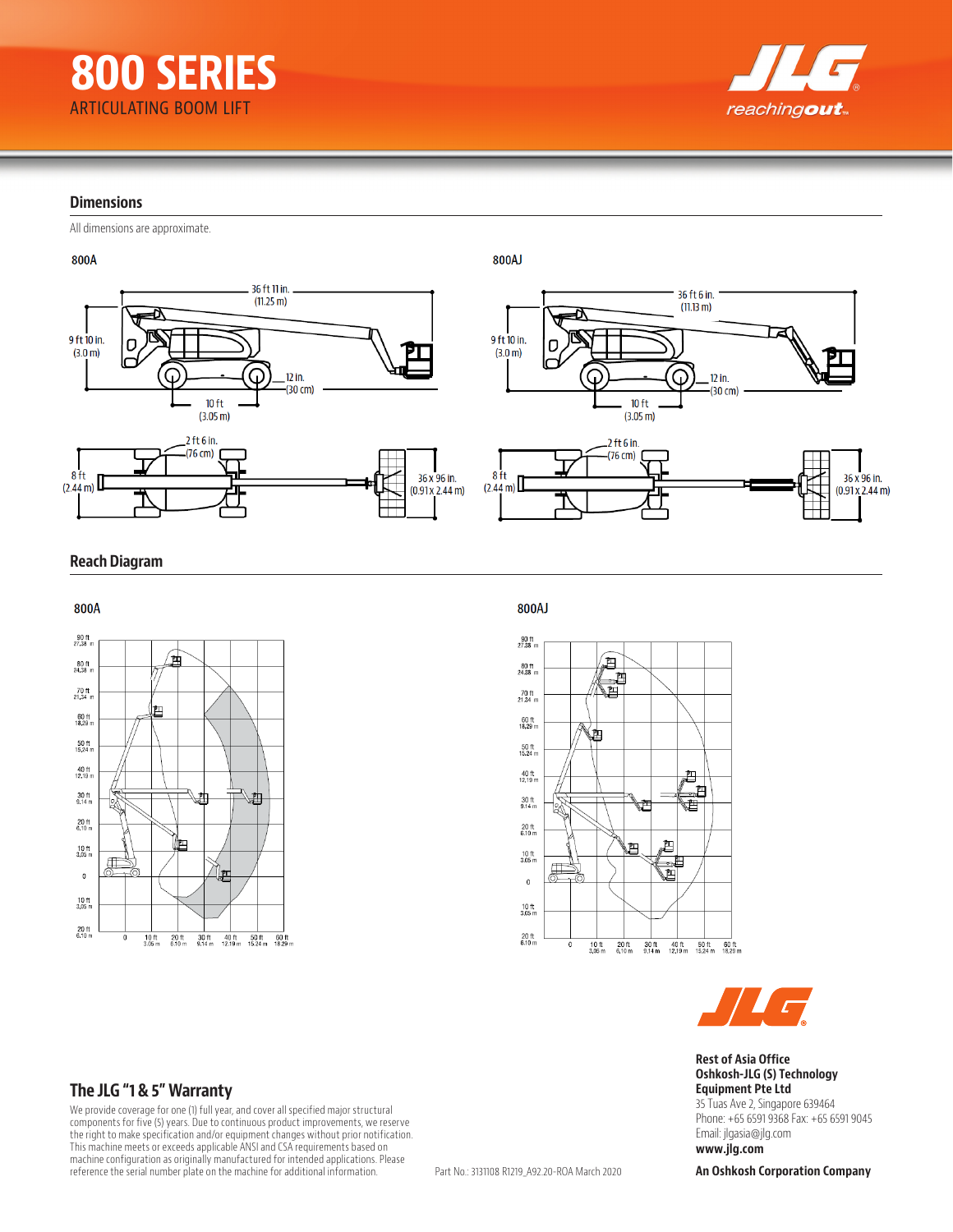# 800 SERIES

ARTICULATING BOOM LIFT

JLG reachingout

## Dimensions

All dimensions are approximate.

### 800A

36 ft 11 in.
(11.25 m)

9 ft 10 in.
(3.0 m)

12 in.
(30 cm)

10 ft
(3.05 m)

2 ft 6 in.
(76 cm)

8 ft
(2.44 m)

36 x 96 in.
(0.91 x 2.44 m)

### 800AJ

36 ft 6 in.
(11.13 m)

9 ft 10 in.
(3.0 m)

12 in.
(30 cm)

10 ft
(3.05 m)

2 ft 6 in.
(76 cm)

8 ft
(2.44 m)

36 x 96 in.
(0.91 x 2.44 m)

## Reach Diagram

### 800A

90 ft 27.38 m
80 ft 24.38 m
70 ft 21.34 m
60 ft 18.29 m
50 ft 15.24 m
40 ft 12.19 m
30 ft 9.14 m
20 ft 6.10 m
10 ft 3.05 m
0
10 ft 3.05 m
20 ft 6.10 m

0, 10 ft 3.05 m, 20 ft 6.10 m, 30 ft 9.14 m, 40 ft 12.19 m, 50 ft 15.24 m, 60 ft 18.29 m

### 800AJ

90 ft 27.38 m
80 ft 24.38 m
70 ft 21.34 m
60 ft 18.29 m
50 ft 15.24 m
40 ft 12.19 m
30 ft 9.14 m
20 ft 6.10 m
10 ft 3.05 m
0
10 ft 3.05 m
20 ft 6.10 m

0, 10 ft 3.05 m, 20 ft 6.10 m, 30 ft 9.14 m, 40 ft 12.19 m, 50 ft 15.24 m, 60 ft 18.29 m

## The JLG "1 & 5" Warranty

We provide coverage for one (1) full year, and cover all specified major structural components for five (5) years. Due to continuous product improvements, we reserve the right to make specification and/or equipment changes without prior notification. This machine meets or exceeds applicable ANSI and CSA requirements based on machine configuration as originally manufactured for intended applications. Please reference the serial number plate on the machine for additional information.

Part No.: 3131108 R1219_A92.20-ROA March 2020

**Rest of Asia Office**
**Oshkosh-JLG (S) Technology Equipment Pte Ltd**
35 Tuas Ave 2, Singapore 639464
Phone: +65 6591 9368 Fax: +65 6591 9045
Email: jlgasia@jlg.com
**www.jlg.com**

**An Oshkosh Corporation Company**